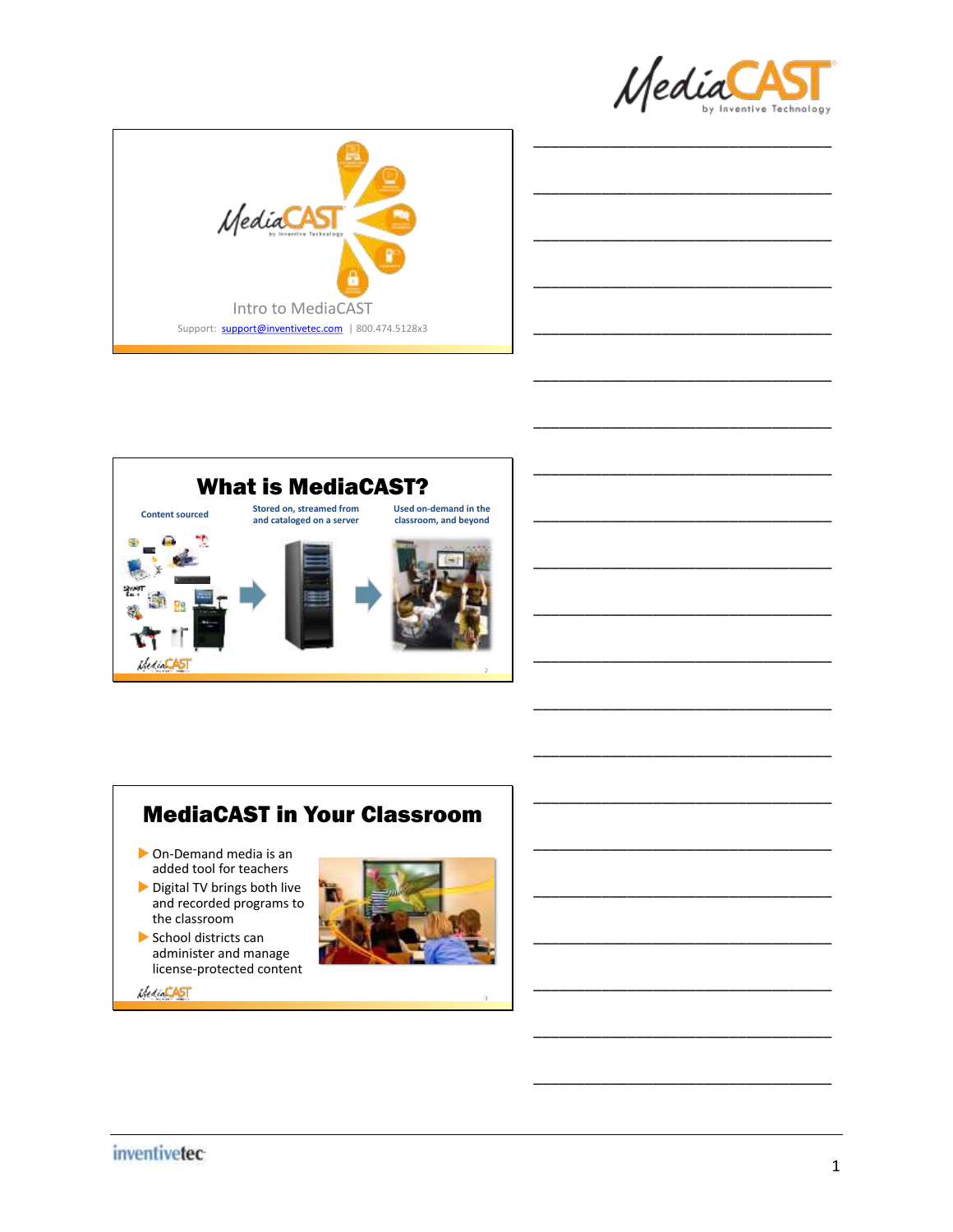## Intro to MediaCAST

Support: support@inventivetec.com | 800.474.5128x3

## What is MediaCAST?

Content sourced

Stored on, streamed from and cataloged on a server

Used on-demand in the classroom, and beyond

## MediaCAST in Your Classroom

- On-Demand media is an added tool for teachers
- Digital TV brings both live and recorded programs to the classroom
- School districts can administer and manage license-protected content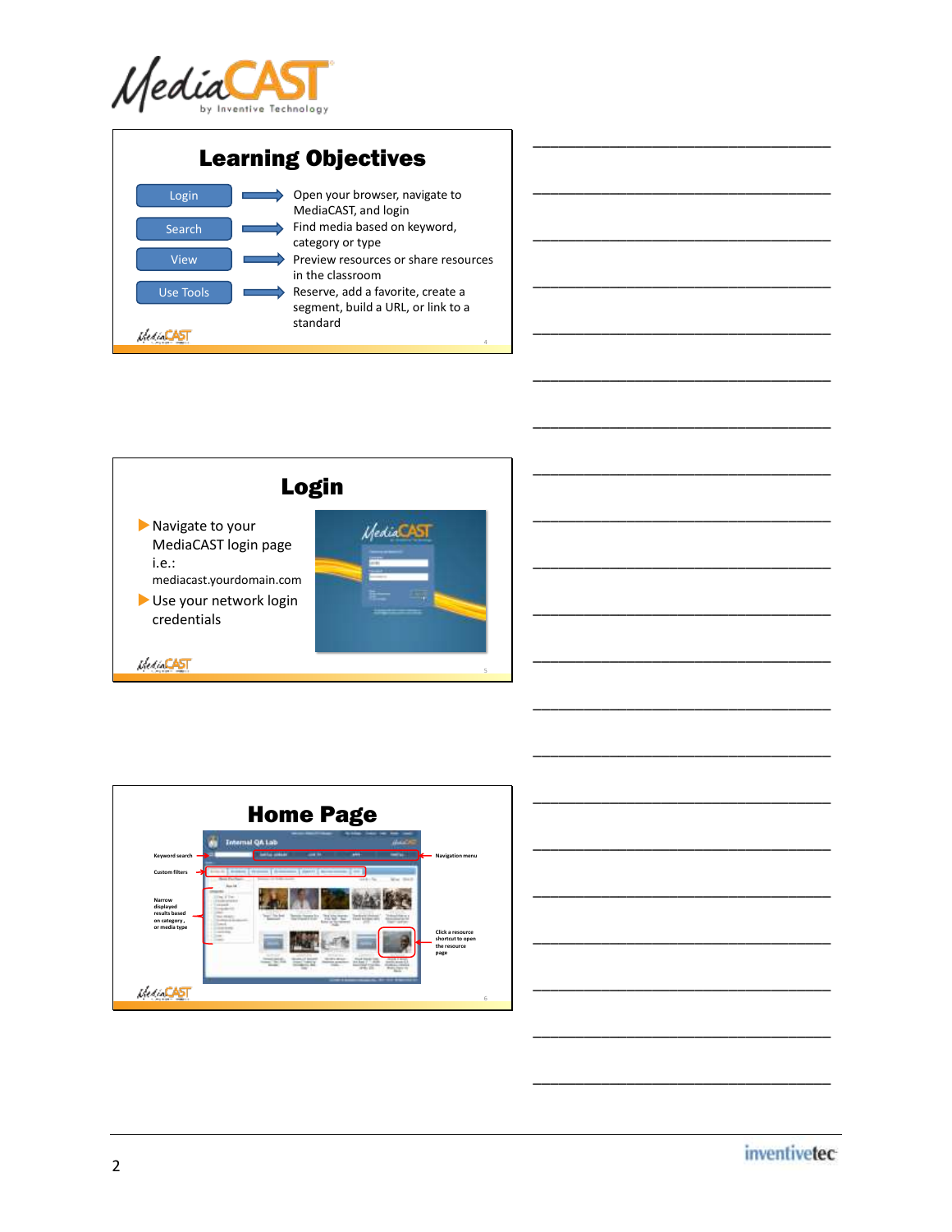# Learning Objectives

- **Login** → Open your browser, navigate to MediaCAST, and login
- **Search** → Find media based on keyword, category or type
- **View** → Preview resources or share resources in the classroom
- **Use Tools** → Reserve, add a favorite, create a segment, build a URL, or link to a standard

# Login

- Navigate to your MediaCAST login page i.e.: mediacast.yourdomain.com
- Use your network login credentials

# Home Page

- Keyword search
- Custom filters
- Narrow displayed results based on category, or media type
- Navigation menu
- Click a resource shortcut to open the resource page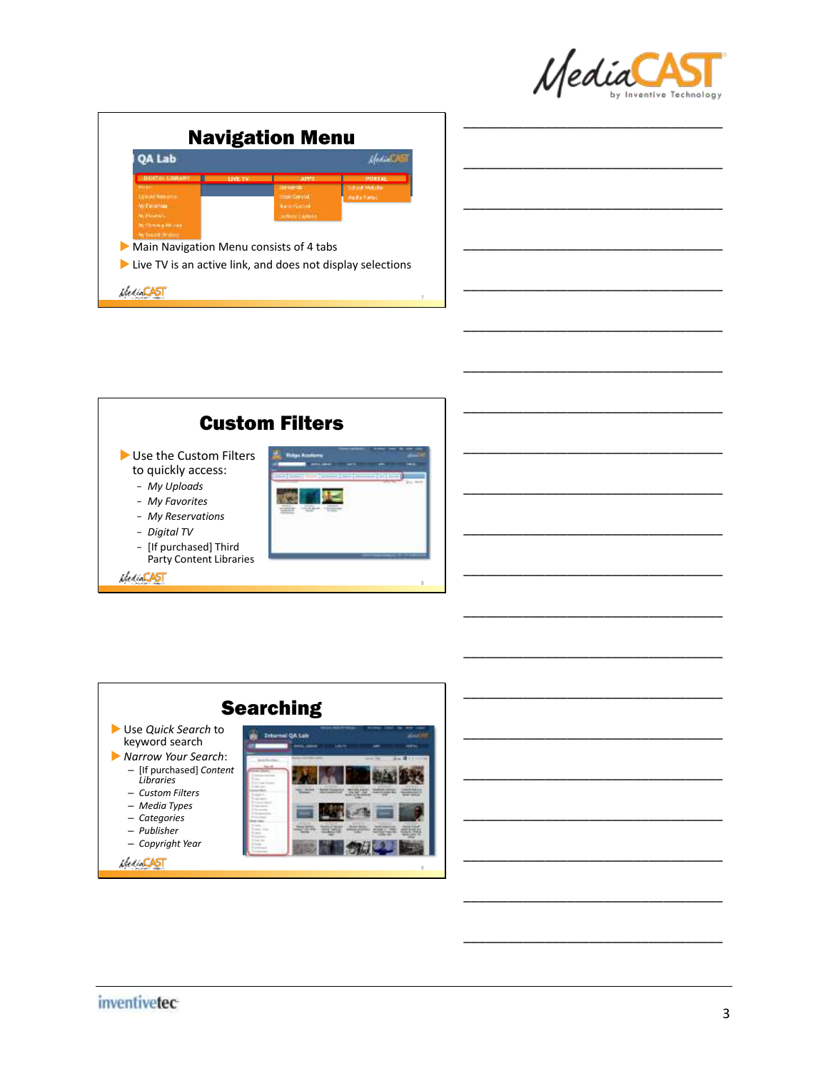## Navigation Menu

- Main Navigation Menu consists of 4 tabs
- Live TV is an active link, and does not display selections

## Custom Filters

- Use the Custom Filters to quickly access:
  - *My Uploads*
  - *My Favorites*
  - *My Reservations*
  - *Digital TV*
  - [If purchased] Third Party Content Libraries

## Searching

- Use *Quick Search* to keyword search
- *Narrow Your Search*:
  - [If purchased] *Content Libraries*
  - *Custom Filters*
  - *Media Types*
  - *Categories*
  - *Publisher*
  - *Copyright Year*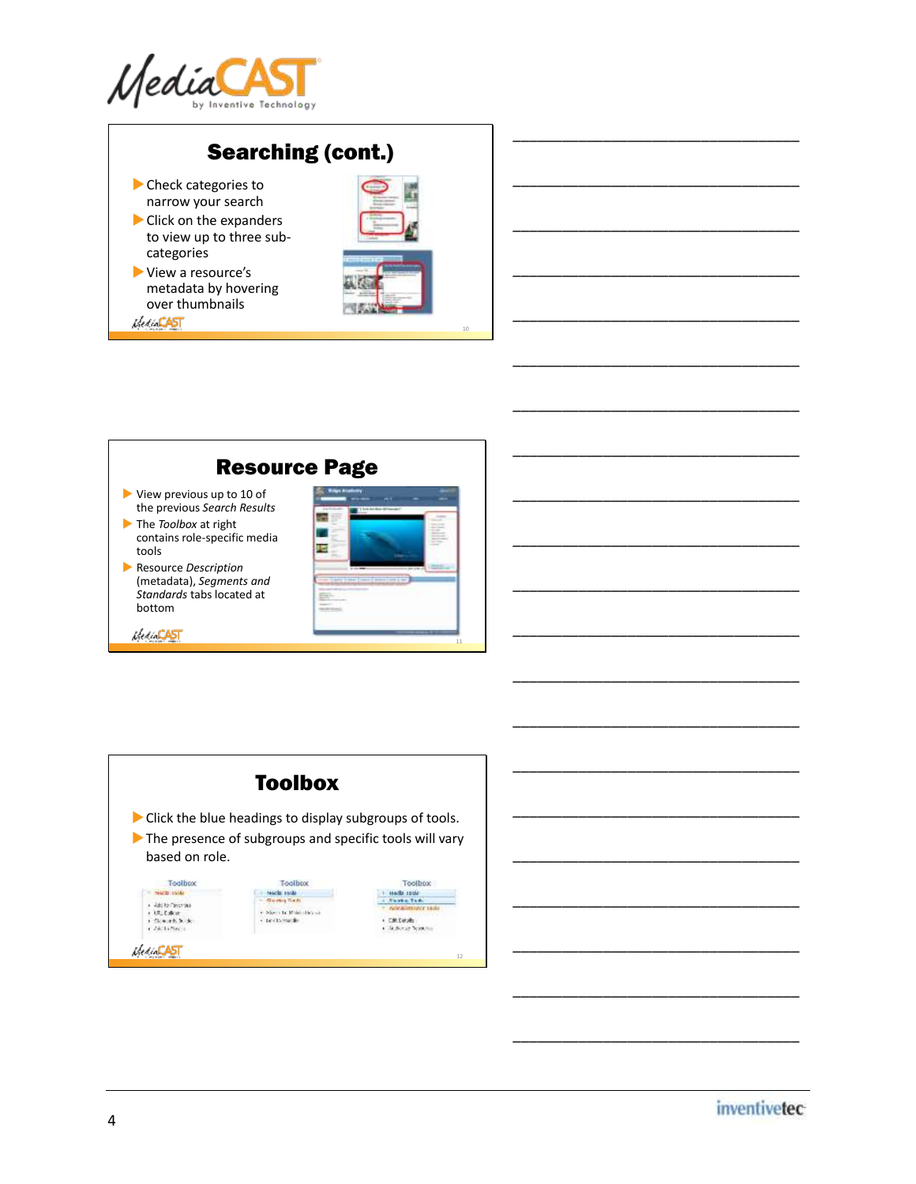## Searching (cont.)

- Check categories to narrow your search
- Click on the expanders to view up to three sub-categories
- View a resource's metadata by hovering over thumbnails

## Resource Page

- View previous up to 10 of the previous *Search Results*
- The *Toolbox* at right contains role-specific media tools
- Resource *Description* (metadata), *Segments and Standards* tabs located at bottom

## Toolbox

- Click the blue headings to display subgroups of tools.
- The presence of subgroups and specific tools will vary based on role.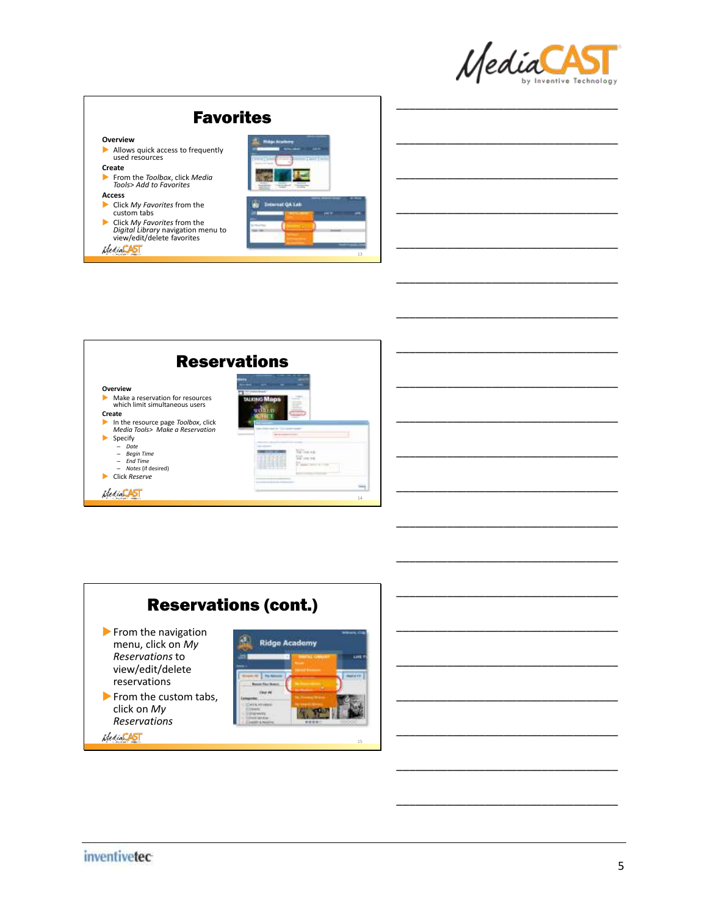## Favorites

**Overview**

- Allows quick access to frequently used resources

**Create**

- From the *Toolbox*, click *Media Tools> Add to Favorites*

**Access**

- Click *My Favorites* from the custom tabs
- Click *My Favorites* from the *Digital Library* navigation menu to view/edit/delete favorites

## Reservations

**Overview**

- Make a reservation for resources which limit simultaneous users

**Create**

- In the resource page *Toolbox*, click *Media Tools> Make a Reservation*
- Specify
  - *Date*
  - *Begin Time*
  - *End Time*
  - *Notes* (if desired)
- Click *Reserve*

## Reservations (cont.)

- From the navigation menu, click on *My Reservations* to view/edit/delete reservations
- From the custom tabs, click on *My Reservations*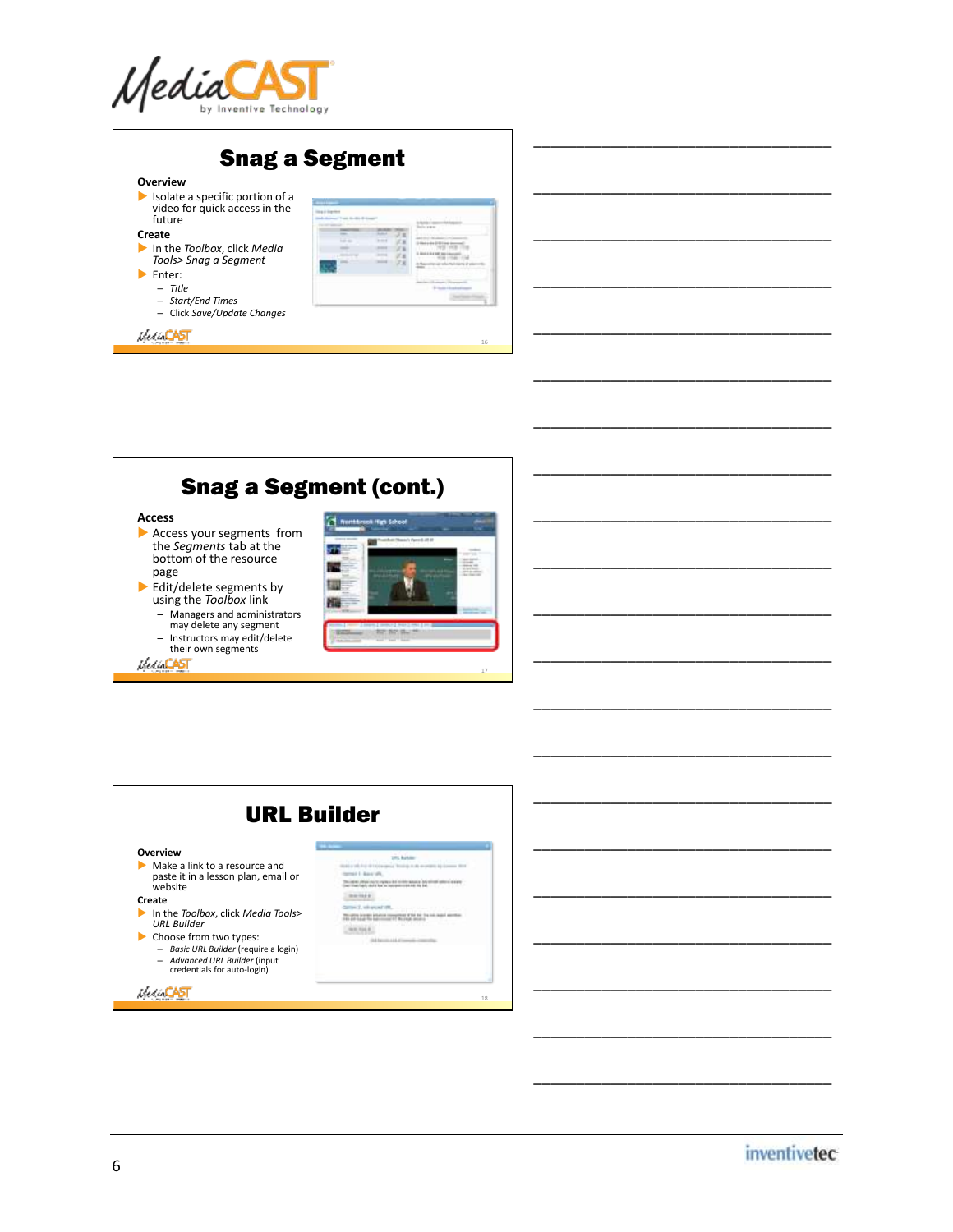## Snag a Segment

**Overview**

- Isolate a specific portion of a video for quick access in the future

**Create**

- In the *Toolbox*, click *Media Tools> Snag a Segment*
- Enter:
  - *Title*
  - *Start/End Times*
  - Click *Save/Update Changes*

## Snag a Segment (cont.)

**Access**

- Access your segments from the *Segments* tab at the bottom of the resource page
- Edit/delete segments by using the *Toolbox* link
  - Managers and administrators may delete any segment
  - Instructors may edit/delete their own segments

## URL Builder

**Overview**

- Make a link to a resource and paste it in a lesson plan, email or website

**Create**

- In the *Toolbox*, click *Media Tools> URL Builder*
- Choose from two types:
  - *Basic URL Builder* (require a login)
  - *Advanced URL Builder* (input credentials for auto-login)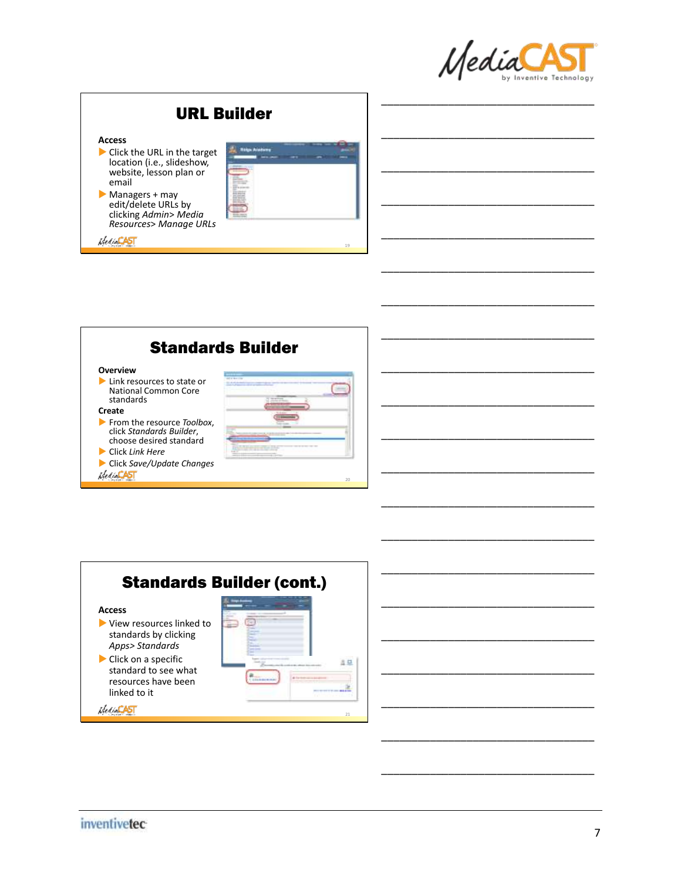## URL Builder

**Access**

- Click the URL in the target location (i.e., slideshow, website, lesson plan or email
- Managers + may edit/delete URLs by clicking *Admin> Media Resources> Manage URLs*

## Standards Builder

**Overview**

- Link resources to state or National Common Core standards

**Create**

- From the resource *Toolbox*, click *Standards Builder*, choose desired standard
- Click *Link Here*
- Click *Save/Update Changes*

## Standards Builder (cont.)

**Access**

- View resources linked to standards by clicking *Apps> Standards*
- Click on a specific standard to see what resources have been linked to it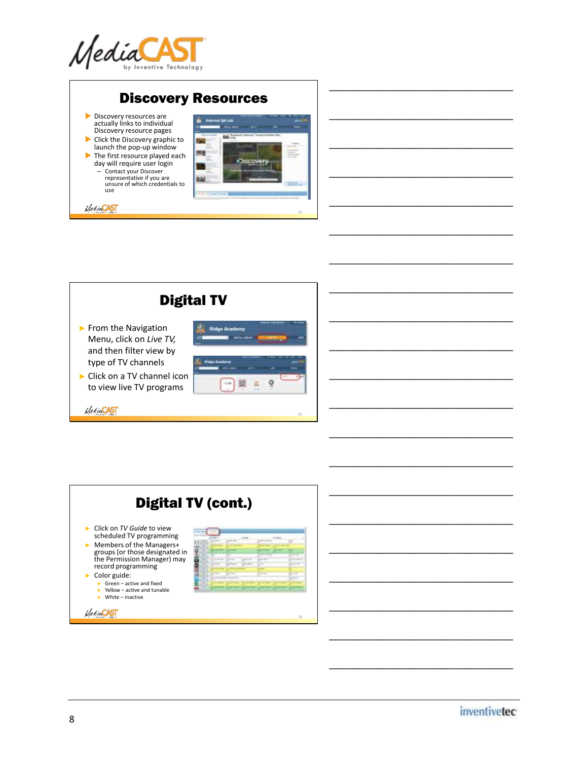## Discovery Resources

- Discovery resources are actually links to individual Discovery resource pages
- Click the Discovery graphic to launch the pop-up window
- The first resource played each day will require user login
  - Contact your Discover representative if you are unsure of which credentials to use

## Digital TV

- From the Navigation Menu, click on *Live TV,* and then filter view by type of TV channels
- Click on a TV channel icon to view live TV programs

## Digital TV (cont.)

- Click on *TV Guide* to view scheduled TV programming
- Members of the Managers+ groups (or those designated in the Permission Manager) may record programming
- Color guide:
  - Green – active and fixed
  - Yellow – active and tunable
  - White – inactive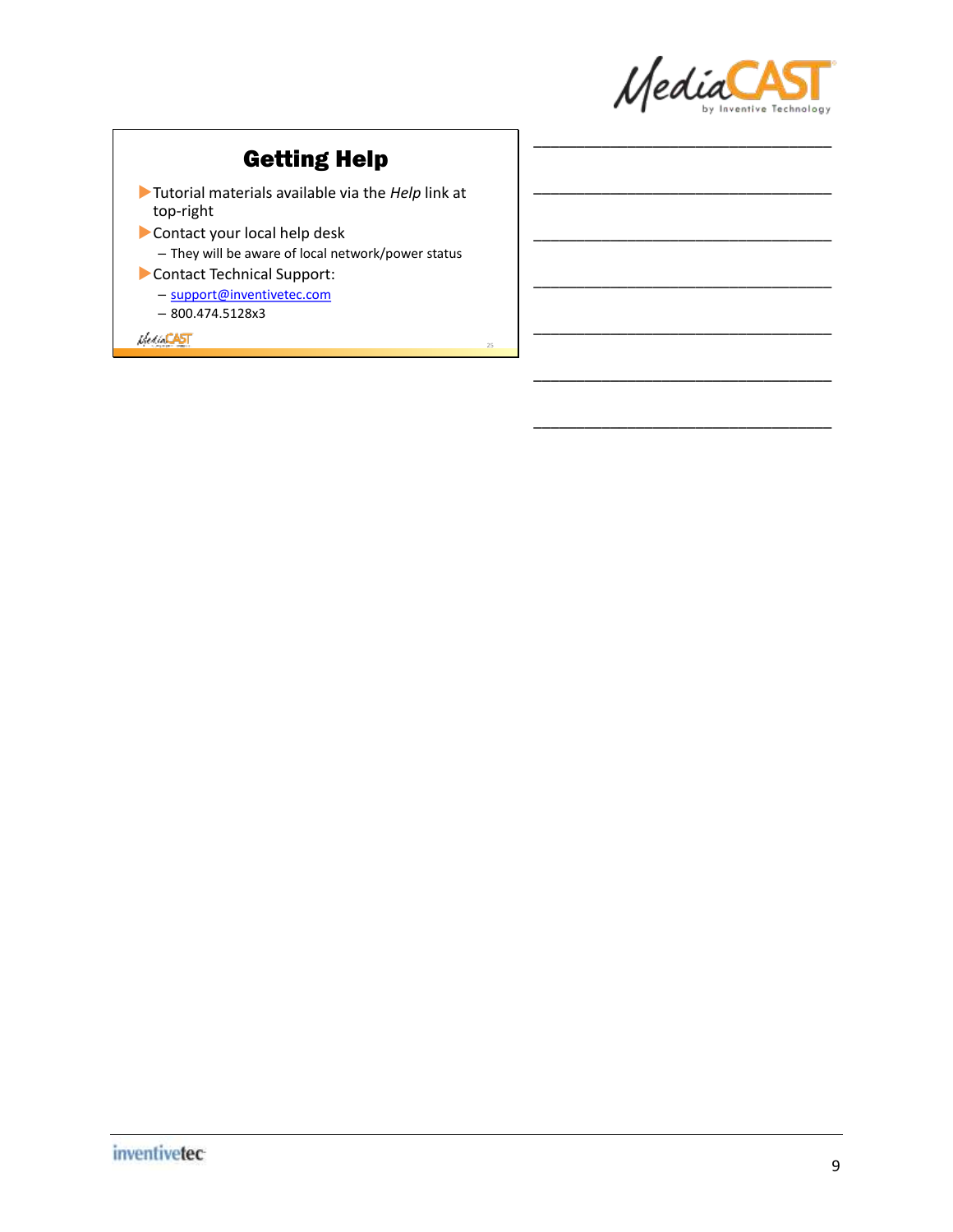## Getting Help

- Tutorial materials available via the *Help* link at top-right
- Contact your local help desk
  - They will be aware of local network/power status
- Contact Technical Support:
  - support@inventivetec.com
  - 800.474.5128x3

___________________________________

___________________________________

___________________________________

___________________________________

___________________________________

___________________________________

___________________________________